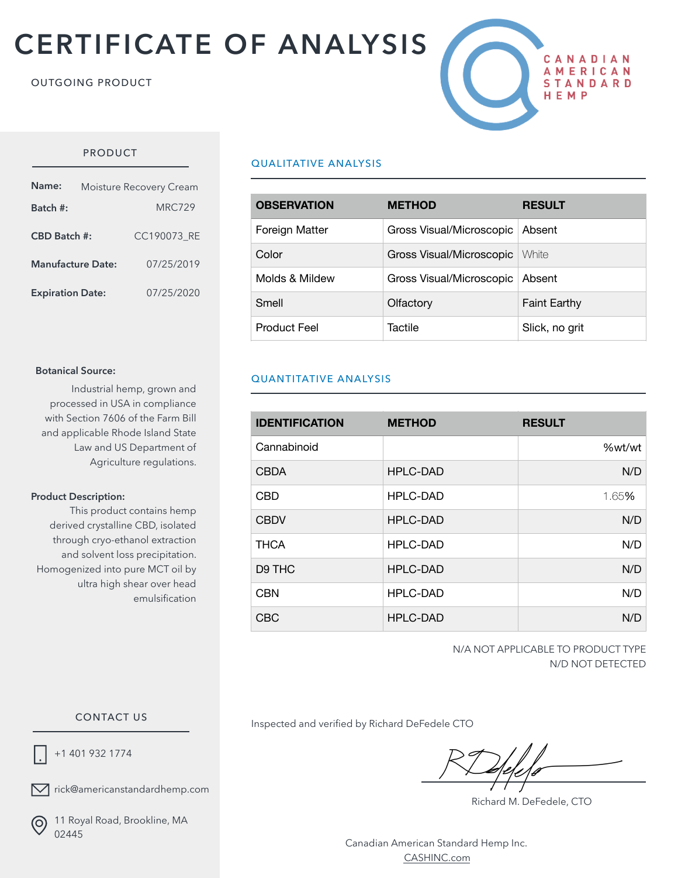# CERTIFICATE OF ANALYSIS

OUTGOING PRODUCT

CANADIAN AMERICAN STANDARD HEMP

## PRODUCT

**Name:** Moisture Recovery Cream

**Batch #:** MRC729

**CBD Batch #:** CC190073_RE

**Manufacture Date:** 07/25/2019

**Expiration Date:** 07/25/2020

**Botanical Source:**
Industrial hemp, grown and processed in USA in compliance with Section 7606 of the Farm Bill and applicable Rhode Island State Law and US Department of Agriculture regulations.

**Product Description:**
This product contains hemp derived crystalline CBD, isolated through cryo-ethanol extraction and solvent loss precipitation. Homogenized into pure MCT oil by ultra high shear over head emulsification

## QUALITATIVE ANALYSIS

| OBSERVATION | METHOD | RESULT |
|---|---|---|
| Foreign Matter | Gross Visual/Microscopic | Absent |
| Color | Gross Visual/Microscopic | White |
| Molds & Mildew | Gross Visual/Microscopic | Absent |
| Smell | Olfactory | Faint Earthy |
| Product Feel | Tactile | Slick, no grit |

## QUANTITATIVE ANALYSIS

| IDENTIFICATION | METHOD | RESULT |
|---|---|---|
| Cannabinoid | | %wt/wt |
| CBDA | HPLC-DAD | N/D |
| CBD | HPLC-DAD | 1.65% |
| CBDV | HPLC-DAD | N/D |
| THCA | HPLC-DAD | N/D |
| D9 THC | HPLC-DAD | N/D |
| CBN | HPLC-DAD | N/D |
| CBC | HPLC-DAD | N/D |

N/A NOT APPLICABLE TO PRODUCT TYPE
N/D NOT DETECTED

## CONTACT US

+1 401 932 1774

rick@americanstandardhemp.com

11 Royal Road, Brookline, MA 02445

Inspected and verified by Richard DeFedele CTO

Richard M. DeFedele, CTO

Canadian American Standard Hemp Inc.
CASHINC.com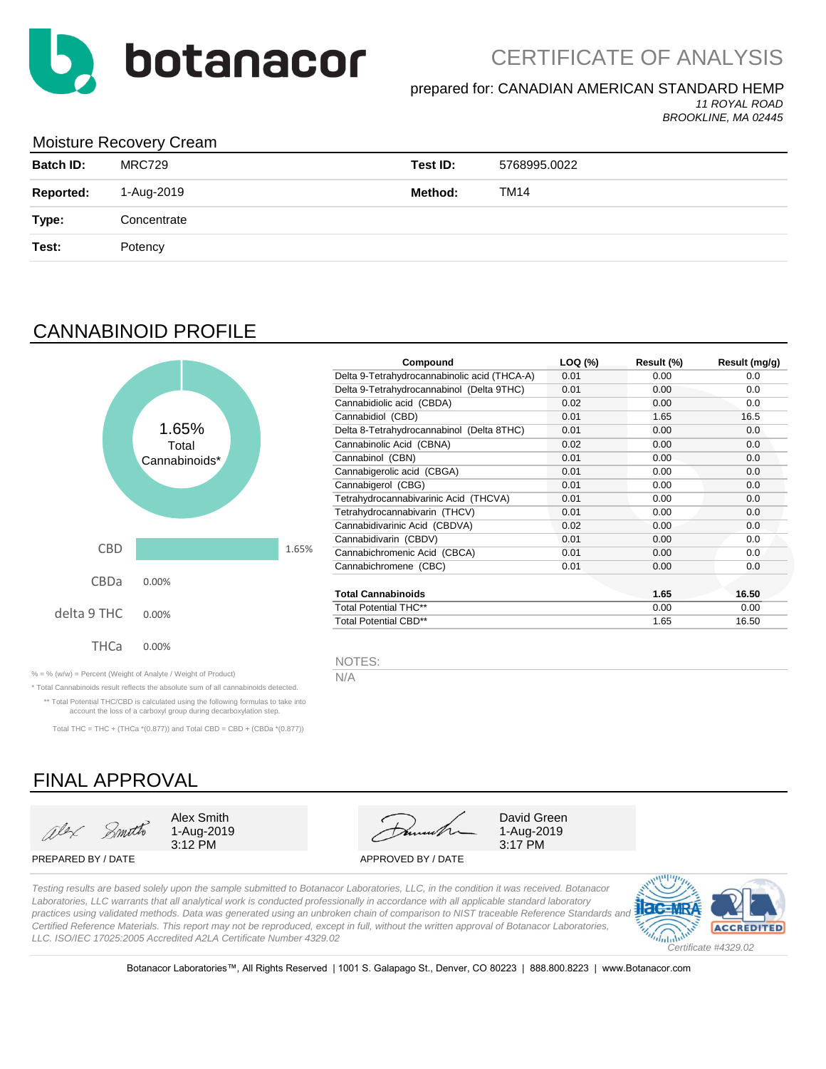# botanacor

## CERTIFICATE OF ANALYSIS

prepared for: CANADIAN AMERICAN STANDARD HEMP

*11 ROYAL ROAD*
*BROOKLINE, MA 02445*

## Moisture Recovery Cream

| | | | |
|---|---|---|---|
| **Batch ID:** | MRC729 | **Test ID:** | 5768995.0022 |
| **Reported:** | 1-Aug-2019 | **Method:** | TM14 |
| **Type:** | Concentrate | | |
| **Test:** | Potency | | |

## CANNABINOID PROFILE

1.65%
Total
Cannabinoids*

CBD 1.65%
CBDa 0.00%
delta 9 THC 0.00%
THCa 0.00%

| Compound | LOQ (%) | Result (%) | Result (mg/g) |
|---|---|---|---|
| Delta 9-Tetrahydrocannabinolic acid (THCA-A) | 0.01 | 0.00 | 0.0 |
| Delta 9-Tetrahydrocannabinol (Delta 9THC) | 0.01 | 0.00 | 0.0 |
| Cannabidiolic acid (CBDA) | 0.02 | 0.00 | 0.0 |
| Cannabidiol (CBD) | 0.01 | 1.65 | 16.5 |
| Delta 8-Tetrahydrocannabinol (Delta 8THC) | 0.01 | 0.00 | 0.0 |
| Cannabinolic Acid (CBNA) | 0.02 | 0.00 | 0.0 |
| Cannabinol (CBN) | 0.01 | 0.00 | 0.0 |
| Cannabigerolic acid (CBGA) | 0.01 | 0.00 | 0.0 |
| Cannabigerol (CBG) | 0.01 | 0.00 | 0.0 |
| Tetrahydrocannabivarinic Acid (THCVA) | 0.01 | 0.00 | 0.0 |
| Tetrahydrocannabivarin (THCV) | 0.01 | 0.00 | 0.0 |
| Cannabidivarinic Acid (CBDVA) | 0.02 | 0.00 | 0.0 |
| Cannabidivarin (CBDV) | 0.01 | 0.00 | 0.0 |
| Cannabichromenic Acid (CBCA) | 0.01 | 0.00 | 0.0 |
| Cannabichromene (CBC) | 0.01 | 0.00 | 0.0 |
| **Total Cannabinoids** | | **1.65** | **16.50** |
| Total Potential THC** | | 0.00 | 0.00 |
| Total Potential CBD** | | 1.65 | 16.50 |

% = % (w/w) = Percent (Weight of Analyte / Weight of Product)

* Total Cannabinoids result reflects the absolute sum of all cannabinoids detected.

** Total Potential THC/CBD is calculated using the following formulas to take into account the loss of a carboxyl group during decarboxylation step.

Total THC = THC + (THCa *(0.877)) and Total CBD = CBD + (CBDa *(0.877))

NOTES:

N/A

## FINAL APPROVAL

Alex Smith
1-Aug-2019
3:12 PM

PREPARED BY / DATE

David Green
1-Aug-2019
3:17 PM

APPROVED BY / DATE

*Testing results are based solely upon the sample submitted to Botanacor Laboratories, LLC, in the condition it was received. Botanacor Laboratories, LLC warrants that all analytical work is conducted professionally in accordance with all applicable standard laboratory practices using validated methods. Data was generated using an unbroken chain of comparison to NIST traceable Reference Standards and Certified Reference Materials. This report may not be reproduced, except in full, without the written approval of Botanacor Laboratories, LLC. ISO/IEC 17025:2005 Accredited A2LA Certificate Number 4329.02*

ilac-MRA
ACCREDITED
*Certificate #4329.02*

Botanacor Laboratories™, All Rights Reserved | 1001 S. Galapago St., Denver, CO 80223 | 888.800.8223 | www.Botanacor.com